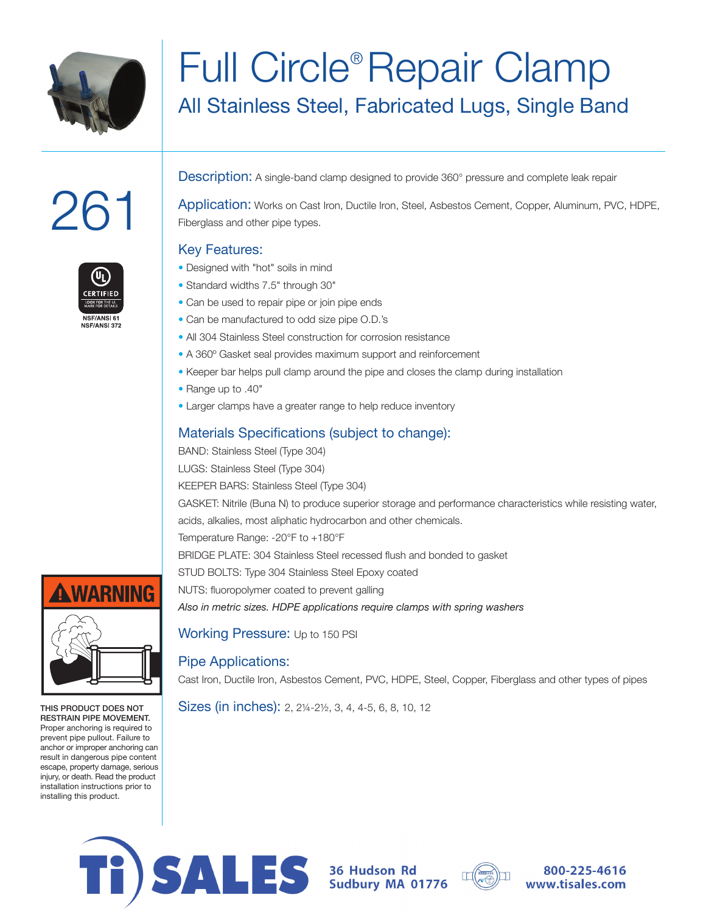# Full Circle® Repair Clamp

## All Stainless Steel, Fabricated Lugs, Single Band

# 261

UL CERTIFIED
LOOK FOR THE UL MARK FOR DETAILS
NSF/ANSI 61
NSF/ANSI 372

**Description:** A single-band clamp designed to provide 360° pressure and complete leak repair

**Application:** Works on Cast Iron, Ductile Iron, Steel, Asbestos Cement, Copper, Aluminum, PVC, HDPE, Fiberglass and other pipe types.

### Key Features:

- Designed with "hot" soils in mind
- Standard widths 7.5" through 30"
- Can be used to repair pipe or join pipe ends
- Can be manufactured to odd size pipe O.D.'s
- All 304 Stainless Steel construction for corrosion resistance
- A 360º Gasket seal provides maximum support and reinforcement
- Keeper bar helps pull clamp around the pipe and closes the clamp during installation
- Range up to .40"
- Larger clamps have a greater range to help reduce inventory

### Materials Specifications (subject to change):

BAND: Stainless Steel (Type 304)

LUGS: Stainless Steel (Type 304)

KEEPER BARS: Stainless Steel (Type 304)

GASKET: Nitrile (Buna N) to produce superior storage and performance characteristics while resisting water, acids, alkalies, most aliphatic hydrocarbon and other chemicals.

Temperature Range: -20°F to +180°F

BRIDGE PLATE: 304 Stainless Steel recessed flush and bonded to gasket

STUD BOLTS: Type 304 Stainless Steel Epoxy coated

NUTS: fluoropolymer coated to prevent galling

*Also in metric sizes. HDPE applications require clamps with spring washers*

**Working Pressure:** Up to 150 PSI

### Pipe Applications:

Cast Iron, Ductile Iron, Asbestos Cement, PVC, HDPE, Steel, Copper, Fiberglass and other types of pipes

**Sizes (in inches):** 2, 2¼-2½, 3, 4, 4-5, 6, 8, 10, 12

**WARNING**

**THIS PRODUCT DOES NOT RESTRAIN PIPE MOVEMENT.** Proper anchoring is required to prevent pipe pullout. Failure to anchor or improper anchoring can result in dangerous pipe content escape, property damage, serious injury, or death. Read the product installation instructions prior to installing this product.

Ti SALES
36 Hudson Rd
Sudbury MA 01776
800-225-4616
www.tisales.com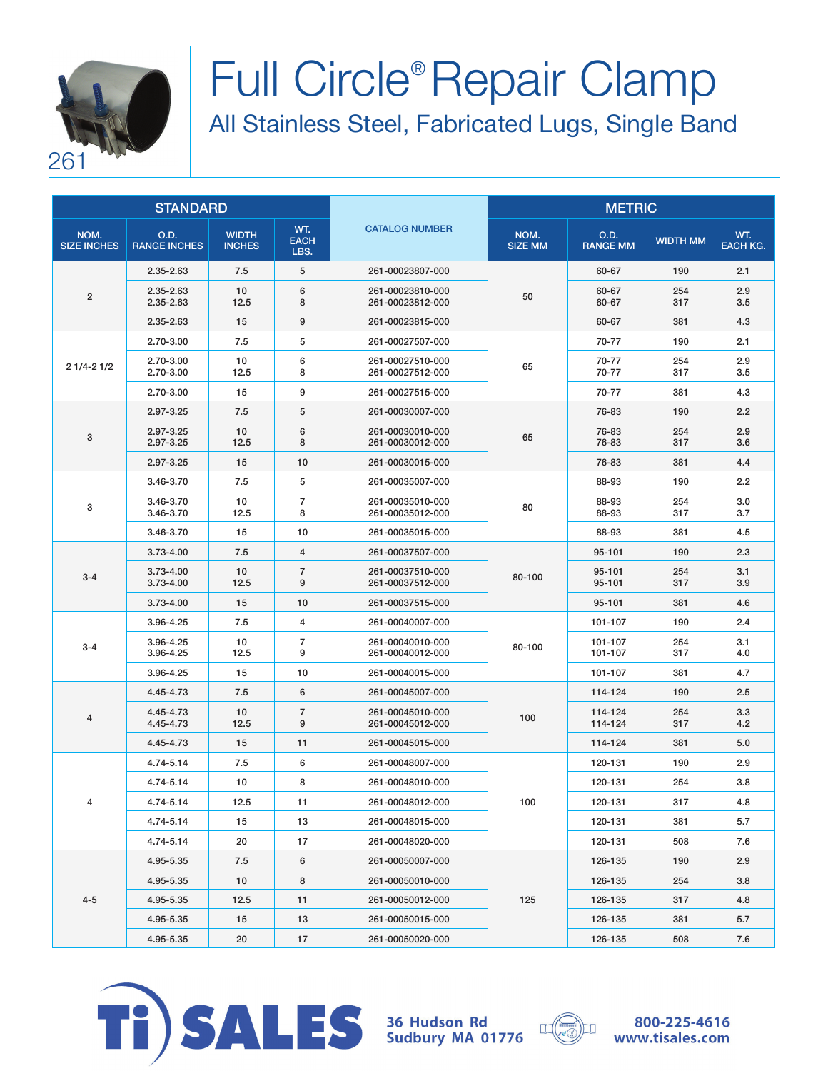261

# Full Circle® Repair Clamp

## All Stainless Steel, Fabricated Lugs, Single Band

| STANDARD | | | | CATALOG NUMBER | METRIC | | | |
|---|---|---|---|---|---|---|---|---|
| NOM. SIZE INCHES | O.D. RANGE INCHES | WIDTH INCHES | WT. EACH LBS. | | NOM. SIZE MM | O.D. RANGE MM | WIDTH MM | WT. EACH KG. |
| 2 | 2.35-2.63 | 7.5 | 5 | 261-00023807-000 | 50 | 60-67 | 190 | 2.1 |
| | 2.35-2.63 | 10 | 6 | 261-00023810-000 | | 60-67 | 254 | 2.9 |
| | 2.35-2.63 | 12.5 | 8 | 261-00023812-000 | | 60-67 | 317 | 3.5 |
| | 2.35-2.63 | 15 | 9 | 261-00023815-000 | | 60-67 | 381 | 4.3 |
| 2 1/4-2 1/2 | 2.70-3.00 | 7.5 | 5 | 261-00027507-000 | 65 | 70-77 | 190 | 2.1 |
| | 2.70-3.00 | 10 | 6 | 261-00027510-000 | | 70-77 | 254 | 2.9 |
| | 2.70-3.00 | 12.5 | 8 | 261-00027512-000 | | 70-77 | 317 | 3.5 |
| | 2.70-3.00 | 15 | 9 | 261-00027515-000 | | 70-77 | 381 | 4.3 |
| 3 | 2.97-3.25 | 7.5 | 5 | 261-00030007-000 | 65 | 76-83 | 190 | 2.2 |
| | 2.97-3.25 | 10 | 6 | 261-00030010-000 | | 76-83 | 254 | 2.9 |
| | 2.97-3.25 | 12.5 | 8 | 261-00030012-000 | | 76-83 | 317 | 3.6 |
| | 2.97-3.25 | 15 | 10 | 261-00030015-000 | | 76-83 | 381 | 4.4 |
| 3 | 3.46-3.70 | 7.5 | 5 | 261-00035007-000 | 80 | 88-93 | 190 | 2.2 |
| | 3.46-3.70 | 10 | 7 | 261-00035010-000 | | 88-93 | 254 | 3.0 |
| | 3.46-3.70 | 12.5 | 8 | 261-00035012-000 | | 88-93 | 317 | 3.7 |
| | 3.46-3.70 | 15 | 10 | 261-00035015-000 | | 88-93 | 381 | 4.5 |
| 3-4 | 3.73-4.00 | 7.5 | 4 | 261-00037507-000 | 80-100 | 95-101 | 190 | 2.3 |
| | 3.73-4.00 | 10 | 7 | 261-00037510-000 | | 95-101 | 254 | 3.1 |
| | 3.73-4.00 | 12.5 | 9 | 261-00037512-000 | | 95-101 | 317 | 3.9 |
| | 3.73-4.00 | 15 | 10 | 261-00037515-000 | | 95-101 | 381 | 4.6 |
| 3-4 | 3.96-4.25 | 7.5 | 4 | 261-00040007-000 | 80-100 | 101-107 | 190 | 2.4 |
| | 3.96-4.25 | 10 | 7 | 261-00040010-000 | | 101-107 | 254 | 3.1 |
| | 3.96-4.25 | 12.5 | 9 | 261-00040012-000 | | 101-107 | 317 | 4.0 |
| | 3.96-4.25 | 15 | 10 | 261-00040015-000 | | 101-107 | 381 | 4.7 |
| 4 | 4.45-4.73 | 7.5 | 6 | 261-00045007-000 | 100 | 114-124 | 190 | 2.5 |
| | 4.45-4.73 | 10 | 7 | 261-00045010-000 | | 114-124 | 254 | 3.3 |
| | 4.45-4.73 | 12.5 | 9 | 261-00045012-000 | | 114-124 | 317 | 4.2 |
| | 4.45-4.73 | 15 | 11 | 261-00045015-000 | | 114-124 | 381 | 5.0 |
| 4 | 4.74-5.14 | 7.5 | 6 | 261-00048007-000 | 100 | 120-131 | 190 | 2.9 |
| | 4.74-5.14 | 10 | 8 | 261-00048010-000 | | 120-131 | 254 | 3.8 |
| | 4.74-5.14 | 12.5 | 11 | 261-00048012-000 | | 120-131 | 317 | 4.8 |
| | 4.74-5.14 | 15 | 13 | 261-00048015-000 | | 120-131 | 381 | 5.7 |
| | 4.74-5.14 | 20 | 17 | 261-00048020-000 | | 120-131 | 508 | 7.6 |
| 4-5 | 4.95-5.35 | 7.5 | 6 | 261-00050007-000 | 125 | 126-135 | 190 | 2.9 |
| | 4.95-5.35 | 10 | 8 | 261-00050010-000 | | 126-135 | 254 | 3.8 |
| | 4.95-5.35 | 12.5 | 11 | 261-00050012-000 | | 126-135 | 317 | 4.8 |
| | 4.95-5.35 | 15 | 13 | 261-00050015-000 | | 126-135 | 381 | 5.7 |
| | 4.95-5.35 | 20 | 17 | 261-00050020-000 | | 126-135 | 508 | 7.6 |

**Ti SALES**

36 Hudson Rd
Sudbury MA 01776

800-225-4616
www.tisales.com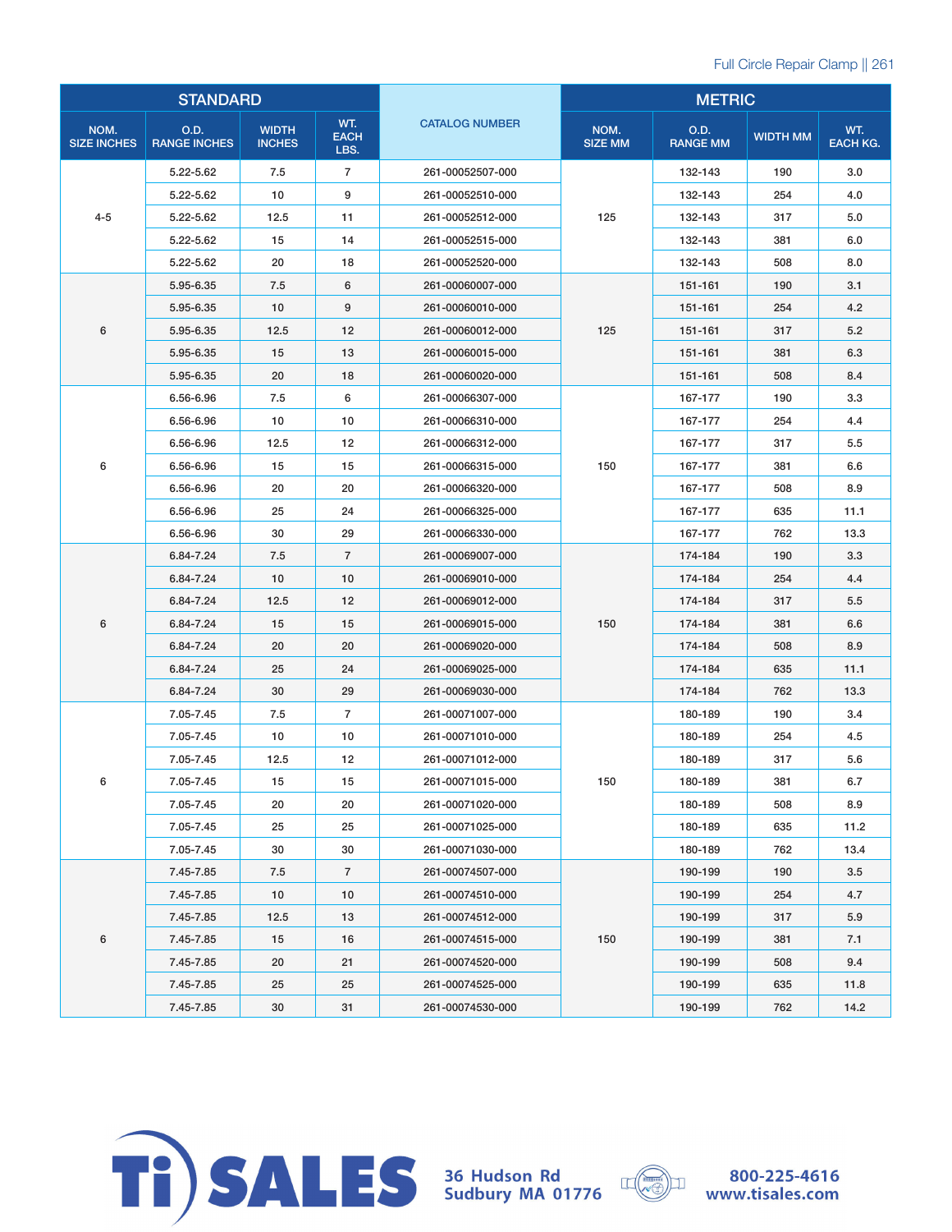| STANDARD | | | | CATALOG NUMBER | METRIC | | | |
|---|---|---|---|---|---|---|---|---|
| NOM. SIZE INCHES | O.D. RANGE INCHES | WIDTH INCHES | WT. EACH LBS. | | NOM. SIZE MM | O.D. RANGE MM | WIDTH MM | WT. EACH KG. |
| 4-5 | 5.22-5.62 | 7.5 | 7 | 261-00052507-000 | 125 | 132-143 | 190 | 3.0 |
| | 5.22-5.62 | 10 | 9 | 261-00052510-000 | | 132-143 | 254 | 4.0 |
| | 5.22-5.62 | 12.5 | 11 | 261-00052512-000 | | 132-143 | 317 | 5.0 |
| | 5.22-5.62 | 15 | 14 | 261-00052515-000 | | 132-143 | 381 | 6.0 |
| | 5.22-5.62 | 20 | 18 | 261-00052520-000 | | 132-143 | 508 | 8.0 |
| 6 | 5.95-6.35 | 7.5 | 6 | 261-00060007-000 | 125 | 151-161 | 190 | 3.1 |
| | 5.95-6.35 | 10 | 9 | 261-00060010-000 | | 151-161 | 254 | 4.2 |
| | 5.95-6.35 | 12.5 | 12 | 261-00060012-000 | | 151-161 | 317 | 5.2 |
| | 5.95-6.35 | 15 | 13 | 261-00060015-000 | | 151-161 | 381 | 6.3 |
| | 5.95-6.35 | 20 | 18 | 261-00060020-000 | | 151-161 | 508 | 8.4 |
| 6 | 6.56-6.96 | 7.5 | 6 | 261-00066307-000 | 150 | 167-177 | 190 | 3.3 |
| | 6.56-6.96 | 10 | 10 | 261-00066310-000 | | 167-177 | 254 | 4.4 |
| | 6.56-6.96 | 12.5 | 12 | 261-00066312-000 | | 167-177 | 317 | 5.5 |
| | 6.56-6.96 | 15 | 15 | 261-00066315-000 | | 167-177 | 381 | 6.6 |
| | 6.56-6.96 | 20 | 20 | 261-00066320-000 | | 167-177 | 508 | 8.9 |
| | 6.56-6.96 | 25 | 24 | 261-00066325-000 | | 167-177 | 635 | 11.1 |
| | 6.56-6.96 | 30 | 29 | 261-00066330-000 | | 167-177 | 762 | 13.3 |
| 6 | 6.84-7.24 | 7.5 | 7 | 261-00069007-000 | 150 | 174-184 | 190 | 3.3 |
| | 6.84-7.24 | 10 | 10 | 261-00069010-000 | | 174-184 | 254 | 4.4 |
| | 6.84-7.24 | 12.5 | 12 | 261-00069012-000 | | 174-184 | 317 | 5.5 |
| | 6.84-7.24 | 15 | 15 | 261-00069015-000 | | 174-184 | 381 | 6.6 |
| | 6.84-7.24 | 20 | 20 | 261-00069020-000 | | 174-184 | 508 | 8.9 |
| | 6.84-7.24 | 25 | 24 | 261-00069025-000 | | 174-184 | 635 | 11.1 |
| | 6.84-7.24 | 30 | 29 | 261-00069030-000 | | 174-184 | 762 | 13.3 |
| 6 | 7.05-7.45 | 7.5 | 7 | 261-00071007-000 | 150 | 180-189 | 190 | 3.4 |
| | 7.05-7.45 | 10 | 10 | 261-00071010-000 | | 180-189 | 254 | 4.5 |
| | 7.05-7.45 | 12.5 | 12 | 261-00071012-000 | | 180-189 | 317 | 5.6 |
| | 7.05-7.45 | 15 | 15 | 261-00071015-000 | | 180-189 | 381 | 6.7 |
| | 7.05-7.45 | 20 | 20 | 261-00071020-000 | | 180-189 | 508 | 8.9 |
| | 7.05-7.45 | 25 | 25 | 261-00071025-000 | | 180-189 | 635 | 11.2 |
| | 7.05-7.45 | 30 | 30 | 261-00071030-000 | | 180-189 | 762 | 13.4 |
| 6 | 7.45-7.85 | 7.5 | 7 | 261-00074507-000 | 150 | 190-199 | 190 | 3.5 |
| | 7.45-7.85 | 10 | 10 | 261-00074510-000 | | 190-199 | 254 | 4.7 |
| | 7.45-7.85 | 12.5 | 13 | 261-00074512-000 | | 190-199 | 317 | 5.9 |
| | 7.45-7.85 | 15 | 16 | 261-00074515-000 | | 190-199 | 381 | 7.1 |
| | 7.45-7.85 | 20 | 21 | 261-00074520-000 | | 190-199 | 508 | 9.4 |
| | 7.45-7.85 | 25 | 25 | 261-00074525-000 | | 190-199 | 635 | 11.8 |
| | 7.45-7.85 | 30 | 31 | 261-00074530-000 | | 190-199 | 762 | 14.2 |

Ti SALES

36 Hudson Rd
Sudbury MA 01776

800-225-4616
www.tisales.com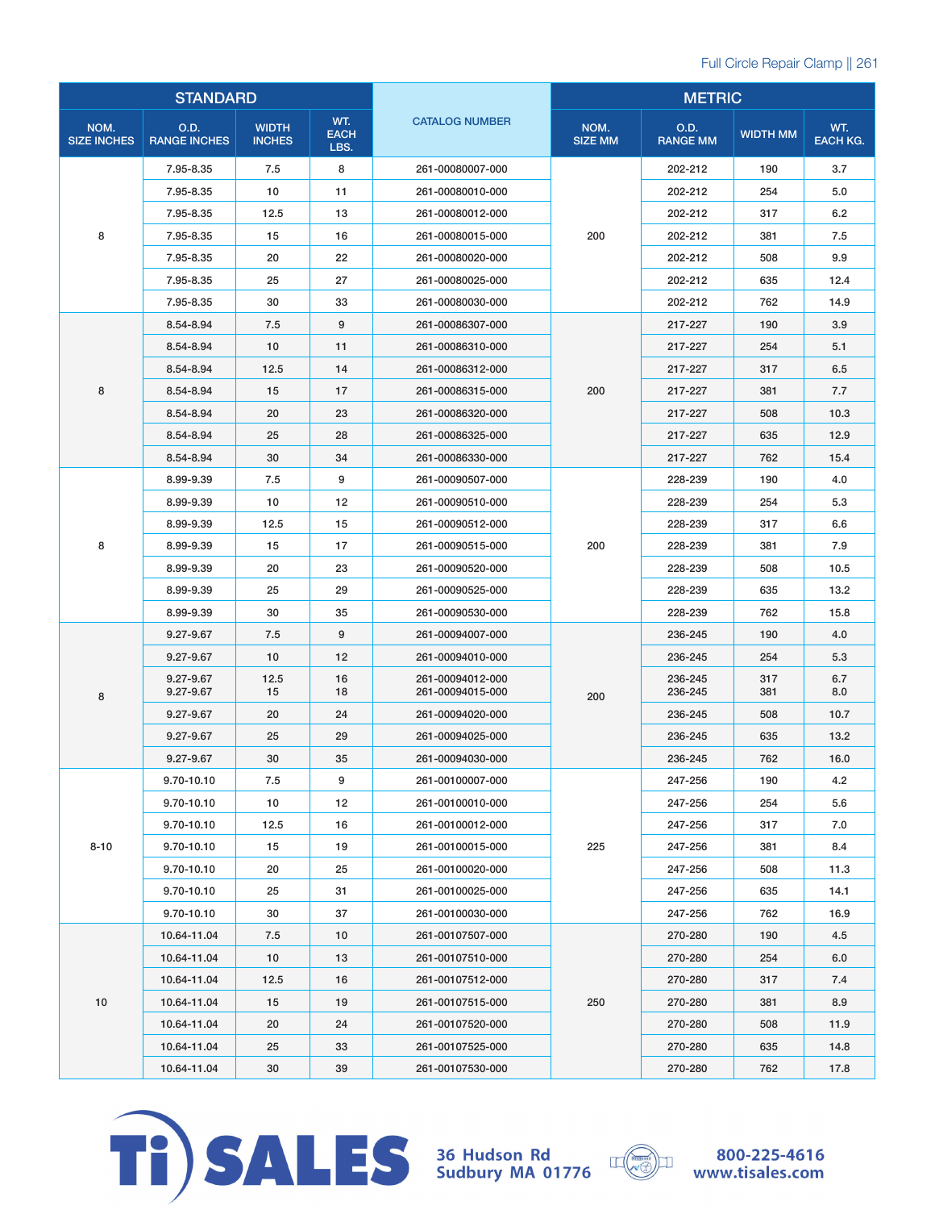| STANDARD | | | | CATALOG NUMBER | METRIC | | | |
|---|---|---|---|---|---|---|---|---|
| NOM. SIZE INCHES | O.D. RANGE INCHES | WIDTH INCHES | WT. EACH LBS. | | NOM. SIZE MM | O.D. RANGE MM | WIDTH MM | WT. EACH KG. |
| 8 | 7.95-8.35 | 7.5 | 8 | 261-00080007-000 | 200 | 202-212 | 190 | 3.7 |
| | 7.95-8.35 | 10 | 11 | 261-00080010-000 | | 202-212 | 254 | 5.0 |
| | 7.95-8.35 | 12.5 | 13 | 261-00080012-000 | | 202-212 | 317 | 6.2 |
| | 7.95-8.35 | 15 | 16 | 261-00080015-000 | | 202-212 | 381 | 7.5 |
| | 7.95-8.35 | 20 | 22 | 261-00080020-000 | | 202-212 | 508 | 9.9 |
| | 7.95-8.35 | 25 | 27 | 261-00080025-000 | | 202-212 | 635 | 12.4 |
| | 7.95-8.35 | 30 | 33 | 261-00080030-000 | | 202-212 | 762 | 14.9 |
| 8 | 8.54-8.94 | 7.5 | 9 | 261-00086307-000 | 200 | 217-227 | 190 | 3.9 |
| | 8.54-8.94 | 10 | 11 | 261-00086310-000 | | 217-227 | 254 | 5.1 |
| | 8.54-8.94 | 12.5 | 14 | 261-00086312-000 | | 217-227 | 317 | 6.5 |
| | 8.54-8.94 | 15 | 17 | 261-00086315-000 | | 217-227 | 381 | 7.7 |
| | 8.54-8.94 | 20 | 23 | 261-00086320-000 | | 217-227 | 508 | 10.3 |
| | 8.54-8.94 | 25 | 28 | 261-00086325-000 | | 217-227 | 635 | 12.9 |
| | 8.54-8.94 | 30 | 34 | 261-00086330-000 | | 217-227 | 762 | 15.4 |
| 8 | 8.99-9.39 | 7.5 | 9 | 261-00090507-000 | 200 | 228-239 | 190 | 4.0 |
| | 8.99-9.39 | 10 | 12 | 261-00090510-000 | | 228-239 | 254 | 5.3 |
| | 8.99-9.39 | 12.5 | 15 | 261-00090512-000 | | 228-239 | 317 | 6.6 |
| | 8.99-9.39 | 15 | 17 | 261-00090515-000 | | 228-239 | 381 | 7.9 |
| | 8.99-9.39 | 20 | 23 | 261-00090520-000 | | 228-239 | 508 | 10.5 |
| | 8.99-9.39 | 25 | 29 | 261-00090525-000 | | 228-239 | 635 | 13.2 |
| | 8.99-9.39 | 30 | 35 | 261-00090530-000 | | 228-239 | 762 | 15.8 |
| 8 | 9.27-9.67 | 7.5 | 9 | 261-00094007-000 | 200 | 236-245 | 190 | 4.0 |
| | 9.27-9.67 | 10 | 12 | 261-00094010-000 | | 236-245 | 254 | 5.3 |
| | 9.27-9.67 | 12.5 | 16 | 261-00094012-000 | | 236-245 | 317 | 6.7 |
| | 9.27-9.67 | 15 | 18 | 261-00094015-000 | | 236-245 | 381 | 8.0 |
| | 9.27-9.67 | 20 | 24 | 261-00094020-000 | | 236-245 | 508 | 10.7 |
| | 9.27-9.67 | 25 | 29 | 261-00094025-000 | | 236-245 | 635 | 13.2 |
| | 9.27-9.67 | 30 | 35 | 261-00094030-000 | | 236-245 | 762 | 16.0 |
| 8-10 | 9.70-10.10 | 7.5 | 9 | 261-00100007-000 | 225 | 247-256 | 190 | 4.2 |
| | 9.70-10.10 | 10 | 12 | 261-00100010-000 | | 247-256 | 254 | 5.6 |
| | 9.70-10.10 | 12.5 | 16 | 261-00100012-000 | | 247-256 | 317 | 7.0 |
| | 9.70-10.10 | 15 | 19 | 261-00100015-000 | | 247-256 | 381 | 8.4 |
| | 9.70-10.10 | 20 | 25 | 261-00100020-000 | | 247-256 | 508 | 11.3 |
| | 9.70-10.10 | 25 | 31 | 261-00100025-000 | | 247-256 | 635 | 14.1 |
| | 9.70-10.10 | 30 | 37 | 261-00100030-000 | | 247-256 | 762 | 16.9 |
| 10 | 10.64-11.04 | 7.5 | 10 | 261-00107507-000 | 250 | 270-280 | 190 | 4.5 |
| | 10.64-11.04 | 10 | 13 | 261-00107510-000 | | 270-280 | 254 | 6.0 |
| | 10.64-11.04 | 12.5 | 16 | 261-00107512-000 | | 270-280 | 317 | 7.4 |
| | 10.64-11.04 | 15 | 19 | 261-00107515-000 | | 270-280 | 381 | 8.9 |
| | 10.64-11.04 | 20 | 24 | 261-00107520-000 | | 270-280 | 508 | 11.9 |
| | 10.64-11.04 | 25 | 33 | 261-00107525-000 | | 270-280 | 635 | 14.8 |
| | 10.64-11.04 | 30 | 39 | 261-00107530-000 | | 270-280 | 762 | 17.8 |

**Ti SALES**

36 Hudson Rd
Sudbury MA 01776

800-225-4616
www.tisales.com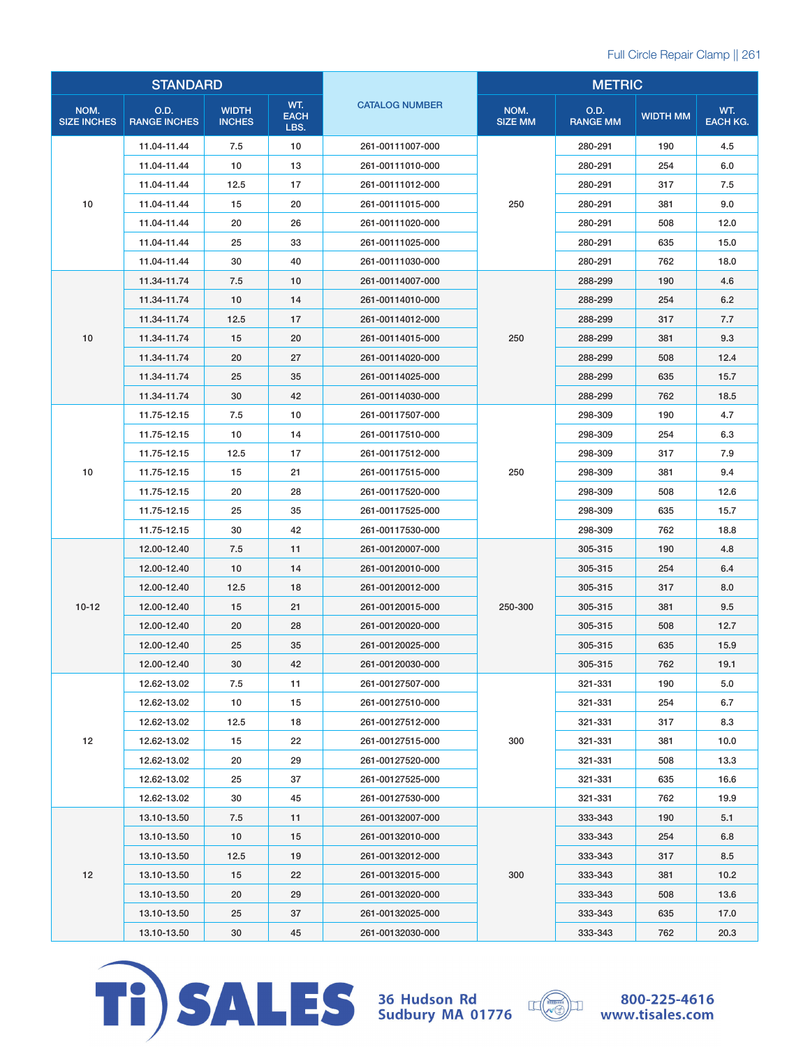| STANDARD | | | | CATALOG NUMBER | METRIC | | | |
|---|---|---|---|---|---|---|---|---|
| NOM. SIZE INCHES | O.D. RANGE INCHES | WIDTH INCHES | WT. EACH LBS. | | NOM. SIZE MM | O.D. RANGE MM | WIDTH MM | WT. EACH KG. |
| 10 | 11.04-11.44 | 7.5 | 10 | 261-00111007-000 | 250 | 280-291 | 190 | 4.5 |
| | 11.04-11.44 | 10 | 13 | 261-00111010-000 | | 280-291 | 254 | 6.0 |
| | 11.04-11.44 | 12.5 | 17 | 261-00111012-000 | | 280-291 | 317 | 7.5 |
| | 11.04-11.44 | 15 | 20 | 261-00111015-000 | | 280-291 | 381 | 9.0 |
| | 11.04-11.44 | 20 | 26 | 261-00111020-000 | | 280-291 | 508 | 12.0 |
| | 11.04-11.44 | 25 | 33 | 261-00111025-000 | | 280-291 | 635 | 15.0 |
| | 11.04-11.44 | 30 | 40 | 261-00111030-000 | | 280-291 | 762 | 18.0 |
| 10 | 11.34-11.74 | 7.5 | 10 | 261-00114007-000 | 250 | 288-299 | 190 | 4.6 |
| | 11.34-11.74 | 10 | 14 | 261-00114010-000 | | 288-299 | 254 | 6.2 |
| | 11.34-11.74 | 12.5 | 17 | 261-00114012-000 | | 288-299 | 317 | 7.7 |
| | 11.34-11.74 | 15 | 20 | 261-00114015-000 | | 288-299 | 381 | 9.3 |
| | 11.34-11.74 | 20 | 27 | 261-00114020-000 | | 288-299 | 508 | 12.4 |
| | 11.34-11.74 | 25 | 35 | 261-00114025-000 | | 288-299 | 635 | 15.7 |
| | 11.34-11.74 | 30 | 42 | 261-00114030-000 | | 288-299 | 762 | 18.5 |
| 10 | 11.75-12.15 | 7.5 | 10 | 261-00117507-000 | 250 | 298-309 | 190 | 4.7 |
| | 11.75-12.15 | 10 | 14 | 261-00117510-000 | | 298-309 | 254 | 6.3 |
| | 11.75-12.15 | 12.5 | 17 | 261-00117512-000 | | 298-309 | 317 | 7.9 |
| | 11.75-12.15 | 15 | 21 | 261-00117515-000 | | 298-309 | 381 | 9.4 |
| | 11.75-12.15 | 20 | 28 | 261-00117520-000 | | 298-309 | 508 | 12.6 |
| | 11.75-12.15 | 25 | 35 | 261-00117525-000 | | 298-309 | 635 | 15.7 |
| | 11.75-12.15 | 30 | 42 | 261-00117530-000 | | 298-309 | 762 | 18.8 |
| 10-12 | 12.00-12.40 | 7.5 | 11 | 261-00120007-000 | 250-300 | 305-315 | 190 | 4.8 |
| | 12.00-12.40 | 10 | 14 | 261-00120010-000 | | 305-315 | 254 | 6.4 |
| | 12.00-12.40 | 12.5 | 18 | 261-00120012-000 | | 305-315 | 317 | 8.0 |
| | 12.00-12.40 | 15 | 21 | 261-00120015-000 | | 305-315 | 381 | 9.5 |
| | 12.00-12.40 | 20 | 28 | 261-00120020-000 | | 305-315 | 508 | 12.7 |
| | 12.00-12.40 | 25 | 35 | 261-00120025-000 | | 305-315 | 635 | 15.9 |
| | 12.00-12.40 | 30 | 42 | 261-00120030-000 | | 305-315 | 762 | 19.1 |
| 12 | 12.62-13.02 | 7.5 | 11 | 261-00127507-000 | 300 | 321-331 | 190 | 5.0 |
| | 12.62-13.02 | 10 | 15 | 261-00127510-000 | | 321-331 | 254 | 6.7 |
| | 12.62-13.02 | 12.5 | 18 | 261-00127512-000 | | 321-331 | 317 | 8.3 |
| | 12.62-13.02 | 15 | 22 | 261-00127515-000 | | 321-331 | 381 | 10.0 |
| | 12.62-13.02 | 20 | 29 | 261-00127520-000 | | 321-331 | 508 | 13.3 |
| | 12.62-13.02 | 25 | 37 | 261-00127525-000 | | 321-331 | 635 | 16.6 |
| | 12.62-13.02 | 30 | 45 | 261-00127530-000 | | 321-331 | 762 | 19.9 |
| 12 | 13.10-13.50 | 7.5 | 11 | 261-00132007-000 | 300 | 333-343 | 190 | 5.1 |
| | 13.10-13.50 | 10 | 15 | 261-00132010-000 | | 333-343 | 254 | 6.8 |
| | 13.10-13.50 | 12.5 | 19 | 261-00132012-000 | | 333-343 | 317 | 8.5 |
| | 13.10-13.50 | 15 | 22 | 261-00132015-000 | | 333-343 | 381 | 10.2 |
| | 13.10-13.50 | 20 | 29 | 261-00132020-000 | | 333-343 | 508 | 13.6 |
| | 13.10-13.50 | 25 | 37 | 261-00132025-000 | | 333-343 | 635 | 17.0 |
| | 13.10-13.50 | 30 | 45 | 261-00132030-000 | | 333-343 | 762 | 20.3 |

Ti SALES

36 Hudson Rd
Sudbury MA 01776

800-225-4616
www.tisales.com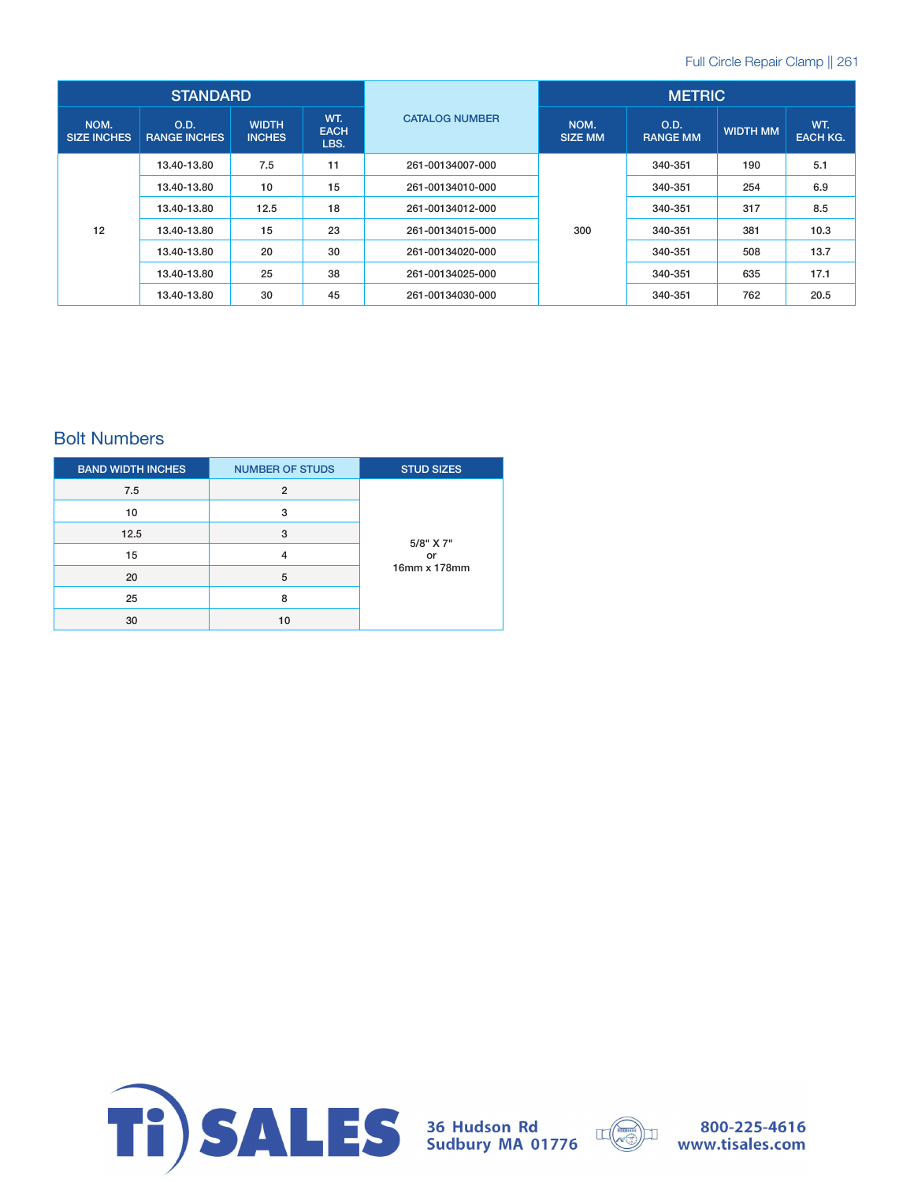| STANDARD | | | | CATALOG NUMBER | METRIC | | | |
|---|---|---|---|---|---|---|---|---|
| NOM. SIZE INCHES | O.D. RANGE INCHES | WIDTH INCHES | WT. EACH LBS. | | NOM. SIZE MM | O.D. RANGE MM | WIDTH MM | WT. EACH KG. |
| 12 | 13.40-13.80 | 7.5 | 11 | 261-00134007-000 | 300 | 340-351 | 190 | 5.1 |
| | 13.40-13.80 | 10 | 15 | 261-00134010-000 | | 340-351 | 254 | 6.9 |
| | 13.40-13.80 | 12.5 | 18 | 261-00134012-000 | | 340-351 | 317 | 8.5 |
| | 13.40-13.80 | 15 | 23 | 261-00134015-000 | | 340-351 | 381 | 10.3 |
| | 13.40-13.80 | 20 | 30 | 261-00134020-000 | | 340-351 | 508 | 13.7 |
| | 13.40-13.80 | 25 | 38 | 261-00134025-000 | | 340-351 | 635 | 17.1 |
| | 13.40-13.80 | 30 | 45 | 261-00134030-000 | | 340-351 | 762 | 20.5 |

## Bolt Numbers

| BAND WIDTH INCHES | NUMBER OF STUDS | STUD SIZES |
|---|---|---|
| 7.5 | 2 | 5/8" X 7" or 16mm x 178mm |
| 10 | 3 | |
| 12.5 | 3 | |
| 15 | 4 | |
| 20 | 5 | |
| 25 | 8 | |
| 30 | 10 | |

Ti SALES

36 Hudson Rd
Sudbury MA 01776

800-225-4616
www.tisales.com